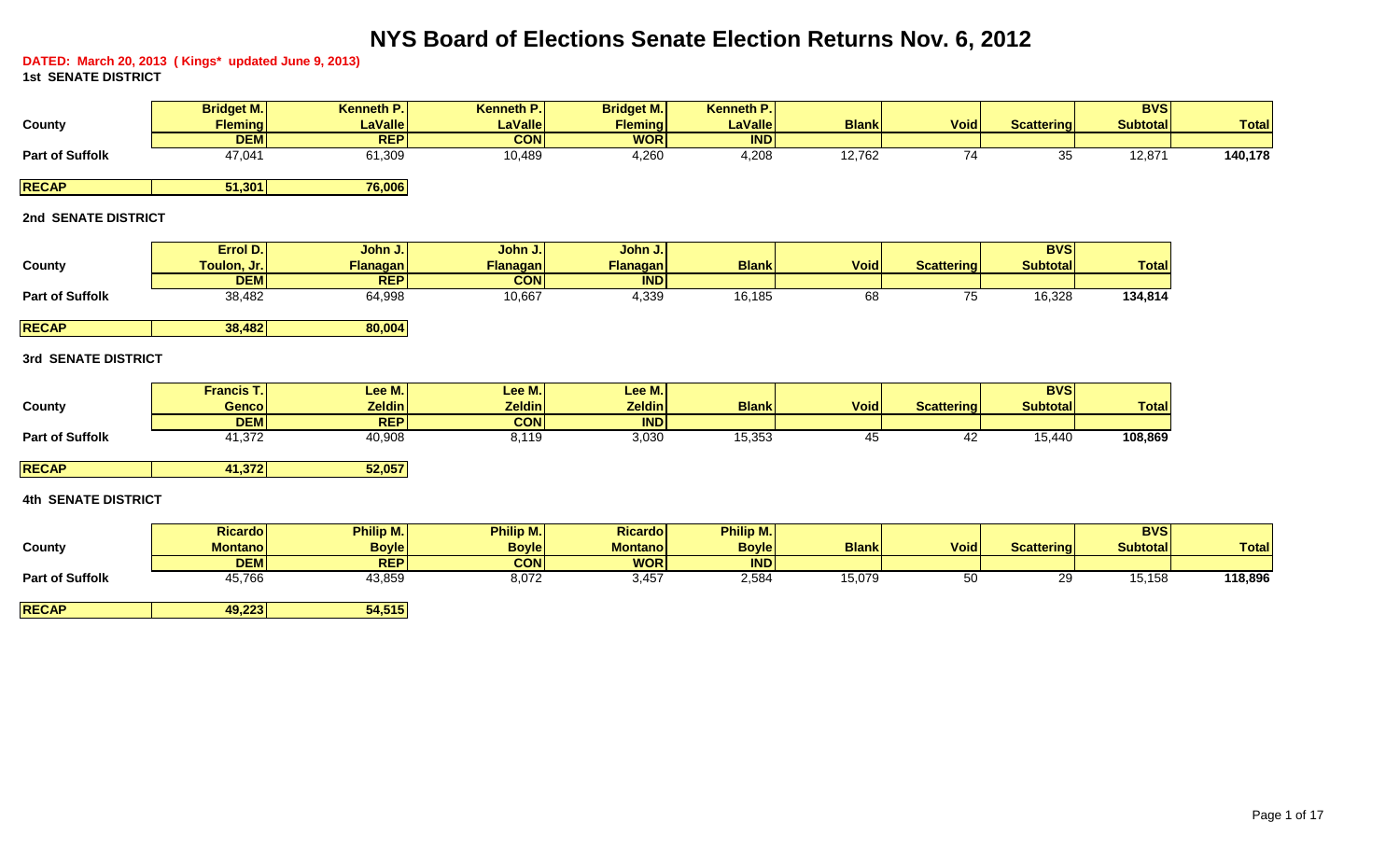# NYS Board of Elections Senate Election Returns Nov. 6, 2012

**DATED: March 20, 2013 ( Kings* updated June 9, 2013)**

**1st SENATE DISTRICT**

| County | Bridget M. Fleming | Kenneth P. LaValle | Kenneth P. LaValle | Bridget M. Fleming | Kenneth P. LaValle | Blank | Void | Scattering | BVS Subtotal | Total |
|---|---|---|---|---|---|---|---|---|---|---|
| | DEM | REP | CON | WOR | IND | | | | | |
| Part of Suffolk | 47,041 | 61,309 | 10,489 | 4,260 | 4,208 | 12,762 | 74 | 35 | 12,871 | 140,178 |
| RECAP | 51,301 | 76,006 | | | | | | | | |

**2nd SENATE DISTRICT**

| County | Errol D. Toulon, Jr. | John J. Flanagan | John J. Flanagan | John J. Flanagan | Blank | Void | Scattering | BVS Subtotal | Total |
|---|---|---|---|---|---|---|---|---|---|
| | DEM | REP | CON | IND | | | | | |
| Part of Suffolk | 38,482 | 64,998 | 10,667 | 4,339 | 16,185 | 68 | 75 | 16,328 | 134,814 |
| RECAP | 38,482 | 80,004 | | | | | | | |

**3rd SENATE DISTRICT**

| County | Francis T. Genco | Lee M. Zeldin | Lee M. Zeldin | Lee M. Zeldin | Blank | Void | Scattering | BVS Subtotal | Total |
|---|---|---|---|---|---|---|---|---|---|
| | DEM | REP | CON | IND | | | | | |
| Part of Suffolk | 41,372 | 40,908 | 8,119 | 3,030 | 15,353 | 45 | 42 | 15,440 | 108,869 |
| RECAP | 41,372 | 52,057 | | | | | | | |

**4th SENATE DISTRICT**

| County | Ricardo Montano | Philip M. Boyle | Philip M. Boyle | Ricardo Montano | Philip M. Boyle | Blank | Void | Scattering | BVS Subtotal | Total |
|---|---|---|---|---|---|---|---|---|---|---|
| | DEM | REP | CON | WOR | IND | | | | | |
| Part of Suffolk | 45,766 | 43,859 | 8,072 | 3,457 | 2,584 | 15,079 | 50 | 29 | 15,158 | 118,896 |
| RECAP | 49,223 | 54,515 | | | | | | | | |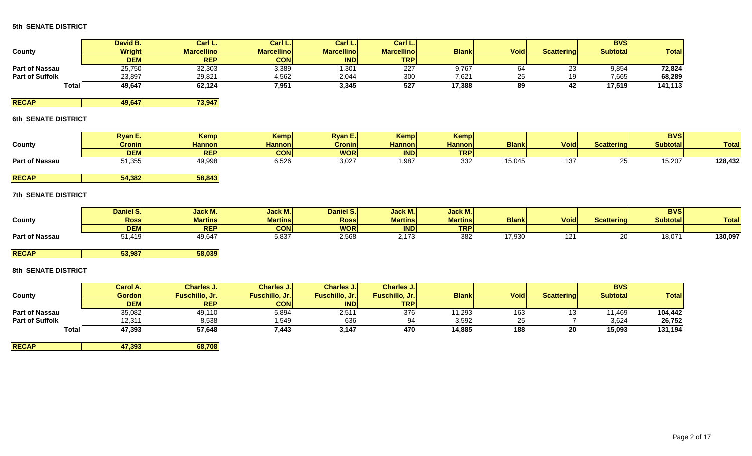### 5th SENATE DISTRICT

| County | David B. Wright | Carl L. Marcellino | Carl L. Marcellino | Carl L. Marcellino | Carl L. Marcellino | Blank | Void | Scattering | BVS Subtotal | Total |
|---|---|---|---|---|---|---|---|---|---|---|
| | DEM | REP | CON | IND | TRP | | | | | |
| Part of Nassau | 25,750 | 32,303 | 3,389 | 1,301 | 227 | 9,767 | 64 | 23 | 9,854 | 72,824 |
| Part of Suffolk | 23,897 | 29,821 | 4,562 | 2,044 | 300 | 7,621 | 25 | 19 | 7,665 | 68,289 |
| Total | 49,647 | 62,124 | 7,951 | 3,345 | 527 | 17,388 | 89 | 42 | 17,519 | 141,113 |

| RECAP | 49,647 | 73,947 |
|---|---|---|

### 6th SENATE DISTRICT

| County | Ryan E. Cronin | Kemp Hannon | Kemp Hannon | Ryan E. Cronin | Kemp Hannon | Kemp Hannon | Blank | Void | Scattering | BVS Subtotal | Total |
|---|---|---|---|---|---|---|---|---|---|---|---|
| | DEM | REP | CON | WOR | IND | TRP | | | | | |
| Part of Nassau | 51,355 | 49,998 | 6,526 | 3,027 | 1,987 | 332 | 15,045 | 137 | 25 | 15,207 | 128,432 |

| RECAP | 54,382 | 58,843 |
|---|---|---|

### 7th SENATE DISTRICT

| County | Daniel S. Ross | Jack M. Martins | Jack M. Martins | Daniel S. Ross | Jack M. Martins | Jack M. Martins | Blank | Void | Scattering | BVS Subtotal | Total |
|---|---|---|---|---|---|---|---|---|---|---|---|
| | DEM | REP | CON | WOR | IND | TRP | | | | | |
| Part of Nassau | 51,419 | 49,647 | 5,837 | 2,568 | 2,173 | 382 | 17,930 | 121 | 20 | 18,071 | 130,097 |

| RECAP | 53,987 | 58,039 |
|---|---|---|

### 8th SENATE DISTRICT

| County | Carol A. Gordon | Charles J. Fuschillo, Jr. | Charles J. Fuschillo, Jr. | Charles J. Fuschillo, Jr. | Charles J. Fuschillo, Jr. | Blank | Void | Scattering | BVS Subtotal | Total |
|---|---|---|---|---|---|---|---|---|---|---|
| | DEM | REP | CON | IND | TRP | | | | | |
| Part of Nassau | 35,082 | 49,110 | 5,894 | 2,511 | 376 | 11,293 | 163 | 13 | 11,469 | 104,442 |
| Part of Suffolk | 12,311 | 8,538 | 1,549 | 636 | 94 | 3,592 | 25 | 7 | 3,624 | 26,752 |
| Total | 47,393 | 57,648 | 7,443 | 3,147 | 470 | 14,885 | 188 | 20 | 15,093 | 131,194 |

| RECAP | 47,393 | 68,708 |
|---|---|---|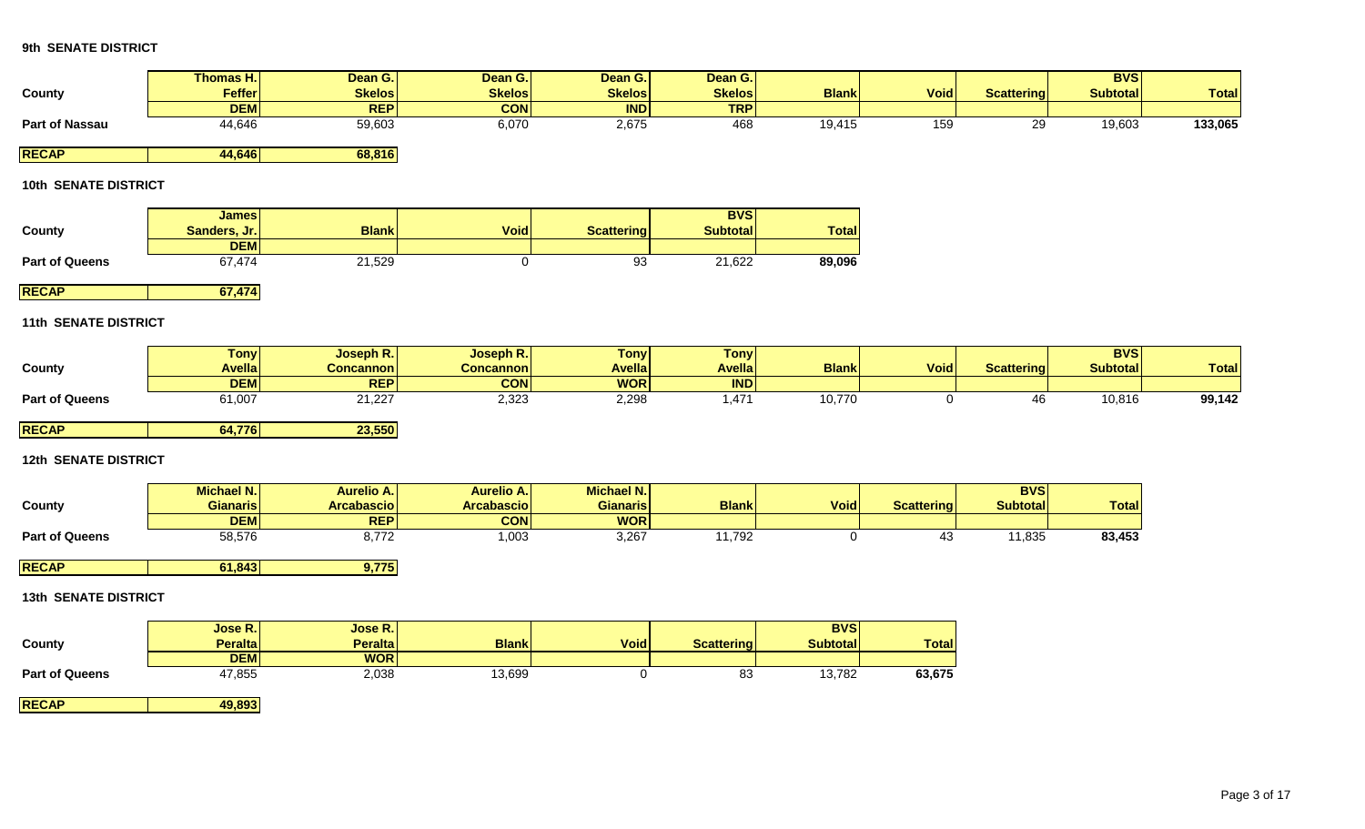### 9th SENATE DISTRICT

| County | Thomas H. Feffer | Dean G. Skelos | Dean G. Skelos | Dean G. Skelos | Dean G. Skelos | Blank | Void | Scattering | BVS Subtotal | Total |
|---|---|---|---|---|---|---|---|---|---|---|
| | DEM | REP | CON | IND | TRP | | | | | |
| Part of Nassau | 44,646 | 59,603 | 6,070 | 2,675 | 468 | 19,415 | 159 | 29 | 19,603 | **133,065** |
| **RECAP** | **44,646** | **68,816** | | | | | | | | |

### 10th SENATE DISTRICT

| County | James Sanders, Jr. | Blank | Void | Scattering | BVS Subtotal | Total |
|---|---|---|---|---|---|---|
| | DEM | | | | | |
| Part of Queens | 67,474 | 21,529 | 0 | 93 | 21,622 | **89,096** |
| **RECAP** | **67,474** | | | | | |

### 11th SENATE DISTRICT

| County | Tony Avella | Joseph R. Concannon | Joseph R. Concannon | Tony Avella | Tony Avella | Blank | Void | Scattering | BVS Subtotal | Total |
|---|---|---|---|---|---|---|---|---|---|---|
| | DEM | REP | CON | WOR | IND | | | | | |
| Part of Queens | 61,007 | 21,227 | 2,323 | 2,298 | 1,471 | 10,770 | 0 | 46 | 10,816 | **99,142** |
| **RECAP** | **64,776** | **23,550** | | | | | | | | |

### 12th SENATE DISTRICT

| County | Michael N. Gianaris | Aurelio A. Arcabascio | Aurelio A. Arcabascio | Michael N. Gianaris | Blank | Void | Scattering | BVS Subtotal | Total |
|---|---|---|---|---|---|---|---|---|---|
| | DEM | REP | CON | WOR | | | | | |
| Part of Queens | 58,576 | 8,772 | 1,003 | 3,267 | 11,792 | 0 | 43 | 11,835 | **83,453** |
| **RECAP** | **61,843** | **9,775** | | | | | | | |

### 13th SENATE DISTRICT

| County | Jose R. Peralta | Jose R. Peralta | Blank | Void | Scattering | BVS Subtotal | Total |
|---|---|---|---|---|---|---|---|
| | DEM | WOR | | | | | |
| Part of Queens | 47,855 | 2,038 | 13,699 | 0 | 83 | 13,782 | **63,675** |
| **RECAP** | **49,893** | | | | | | |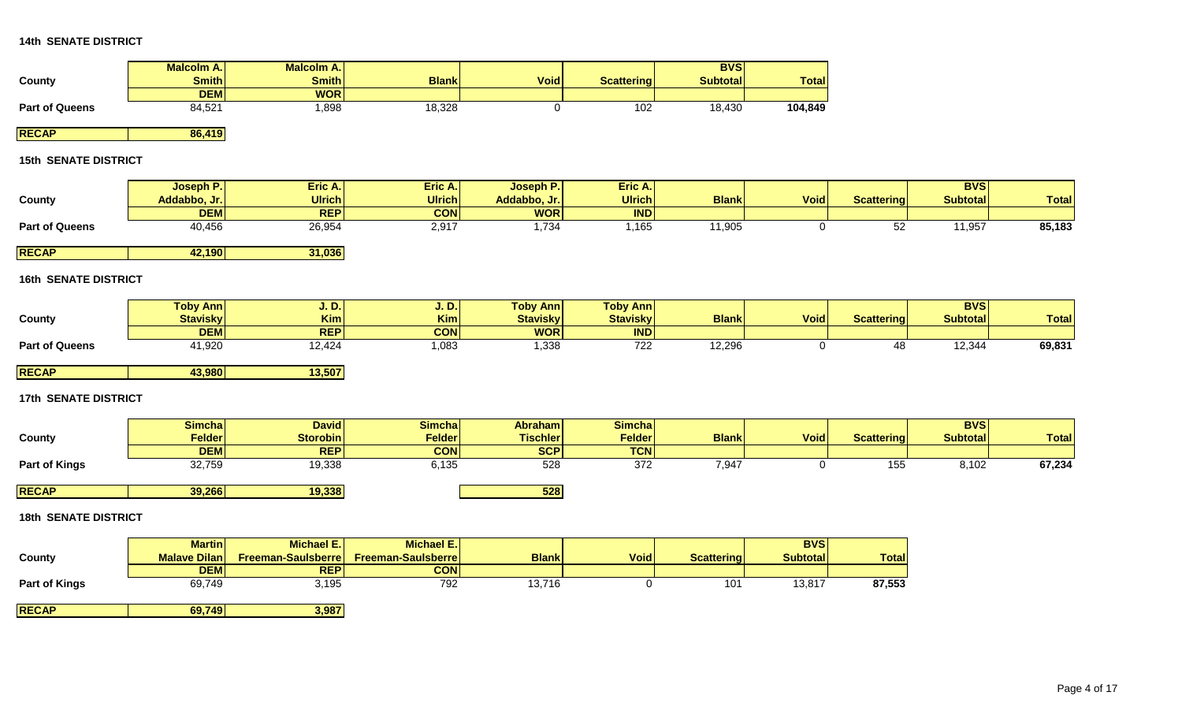### 14th SENATE DISTRICT

| County | Malcolm A. Smith DEM | Malcolm A. Smith WOR | Blank | Void | Scattering | BVS Subtotal | Total |
|---|---|---|---|---|---|---|---|
| Part of Queens | 84,521 | 1,898 | 18,328 | 0 | 102 | 18,430 | 104,849 |
| RECAP | 86,419 | | | | | | |

### 15th SENATE DISTRICT

| County | Joseph P. Addabbo, Jr. DEM | Eric A. Ulrich REP | Eric A. Ulrich CON | Joseph P. Addabbo, Jr. WOR | Eric A. Ulrich IND | Blank | Void | Scattering | BVS Subtotal | Total |
|---|---|---|---|---|---|---|---|---|---|---|
| Part of Queens | 40,456 | 26,954 | 2,917 | 1,734 | 1,165 | 11,905 | 0 | 52 | 11,957 | 85,183 |
| RECAP | 42,190 | 31,036 | | | | | | | | |

### 16th SENATE DISTRICT

| County | Toby Ann Stavisky DEM | J. D. Kim REP | J. D. Kim CON | Toby Ann Stavisky WOR | Toby Ann Stavisky IND | Blank | Void | Scattering | BVS Subtotal | Total |
|---|---|---|---|---|---|---|---|---|---|---|
| Part of Queens | 41,920 | 12,424 | 1,083 | 1,338 | 722 | 12,296 | 0 | 48 | 12,344 | 69,831 |
| RECAP | 43,980 | 13,507 | | | | | | | | |

### 17th SENATE DISTRICT

| County | Simcha Felder DEM | David Storobin REP | Simcha Felder CON | Abraham Tischler SCP | Simcha Felder TCN | Blank | Void | Scattering | BVS Subtotal | Total |
|---|---|---|---|---|---|---|---|---|---|---|
| Part of Kings | 32,759 | 19,338 | 6,135 | 528 | 372 | 7,947 | 0 | 155 | 8,102 | 67,234 |
| RECAP | 39,266 | 19,338 | | 528 | | | | | | |

### 18th SENATE DISTRICT

| County | Martin Malave Dilan DEM | Michael E. Freeman-Saulsberre REP | Michael E. Freeman-Saulsberre CON | Blank | Void | Scattering | BVS Subtotal | Total |
|---|---|---|---|---|---|---|---|---|
| Part of Kings | 69,749 | 3,195 | 792 | 13,716 | 0 | 101 | 13,817 | 87,553 |
| RECAP | 69,749 | 3,987 | | | | | | |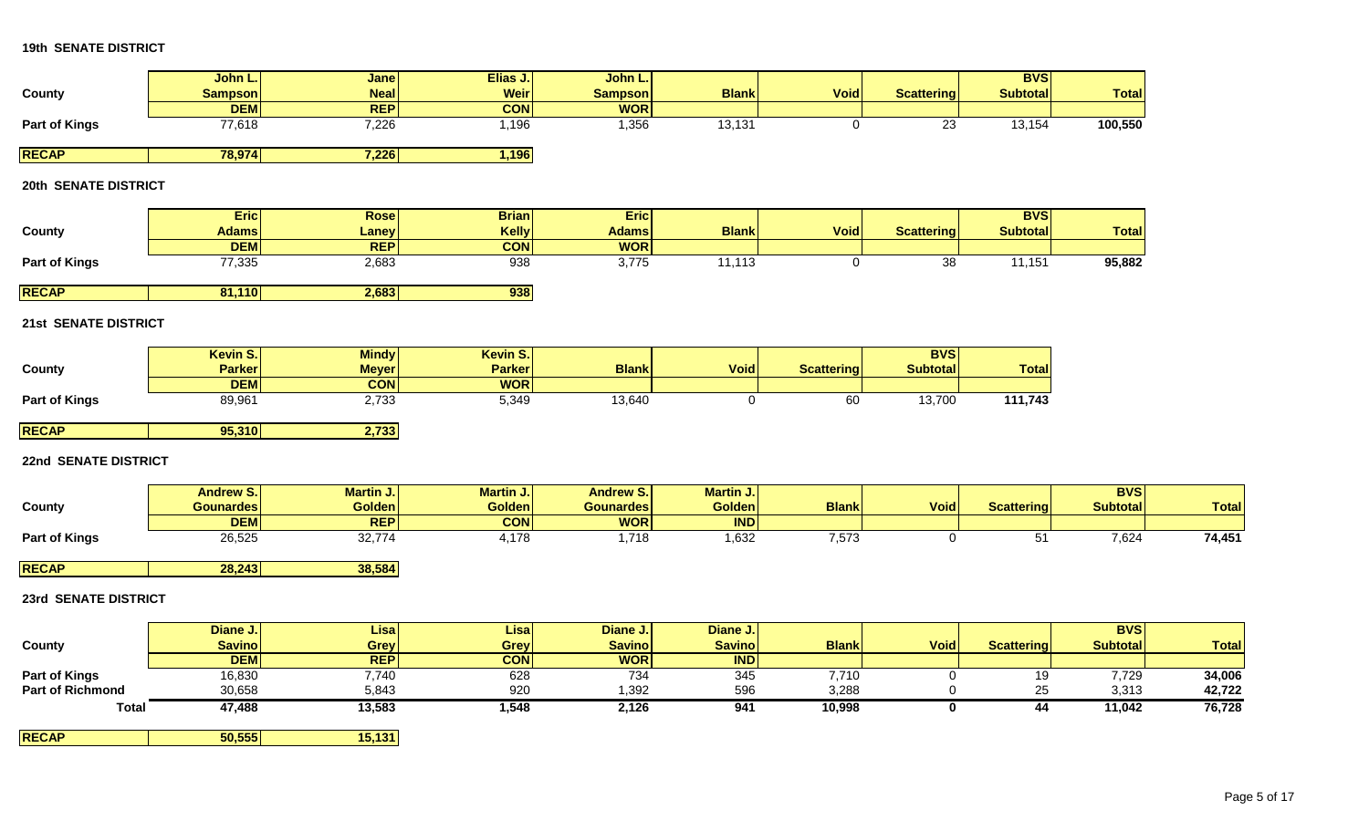**19th SENATE DISTRICT**

| County | John L. Sampson | Jane Neal | Elias J. Weir | John L. Sampson | Blank | Void | Scattering | BVS Subtotal | Total |
|---|---|---|---|---|---|---|---|---|---|
| | DEM | REP | CON | WOR | | | | | |
| Part of Kings | 77,618 | 7,226 | 1,196 | 1,356 | 13,131 | 0 | 23 | 13,154 | 100,550 |
| RECAP | 78,974 | 7,226 | 1,196 | | | | | | |

**20th SENATE DISTRICT**

| County | Eric Adams | Rose Laney | Brian Kelly | Eric Adams | Blank | Void | Scattering | BVS Subtotal | Total |
|---|---|---|---|---|---|---|---|---|---|
| | DEM | REP | CON | WOR | | | | | |
| Part of Kings | 77,335 | 2,683 | 938 | 3,775 | 11,113 | 0 | 38 | 11,151 | 95,882 |
| RECAP | 81,110 | 2,683 | 938 | | | | | | |

**21st SENATE DISTRICT**

| County | Kevin S. Parker | Mindy Meyer | Kevin S. Parker | Blank | Void | Scattering | BVS Subtotal | Total |
|---|---|---|---|---|---|---|---|---|
| | DEM | CON | WOR | | | | | |
| Part of Kings | 89,961 | 2,733 | 5,349 | 13,640 | 0 | 60 | 13,700 | 111,743 |
| RECAP | 95,310 | 2,733 | | | | | | |

**22nd SENATE DISTRICT**

| County | Andrew S. Gounardes | Martin J. Golden | Martin J. Golden | Andrew S. Gounardes | Martin J. Golden | Blank | Void | Scattering | BVS Subtotal | Total |
|---|---|---|---|---|---|---|---|---|---|---|
| | DEM | REP | CON | WOR | IND | | | | | |
| Part of Kings | 26,525 | 32,774 | 4,178 | 1,718 | 1,632 | 7,573 | 0 | 51 | 7,624 | 74,451 |
| RECAP | 28,243 | 38,584 | | | | | | | | |

**23rd SENATE DISTRICT**

| County | Diane J. Savino | Lisa Grey | Lisa Grey | Diane J. Savino | Diane J. Savino | Blank | Void | Scattering | BVS Subtotal | Total |
|---|---|---|---|---|---|---|---|---|---|---|
| | DEM | REP | CON | WOR | IND | | | | | |
| Part of Kings | 16,830 | 7,740 | 628 | 734 | 345 | 7,710 | 0 | 19 | 7,729 | 34,006 |
| Part of Richmond | 30,658 | 5,843 | 920 | 1,392 | 596 | 3,288 | 0 | 25 | 3,313 | 42,722 |
| **Total** | **47,488** | **13,583** | **1,548** | **2,126** | **941** | **10,998** | **0** | **44** | **11,042** | **76,728** |
| RECAP | 50,555 | 15,131 | | | | | | | | |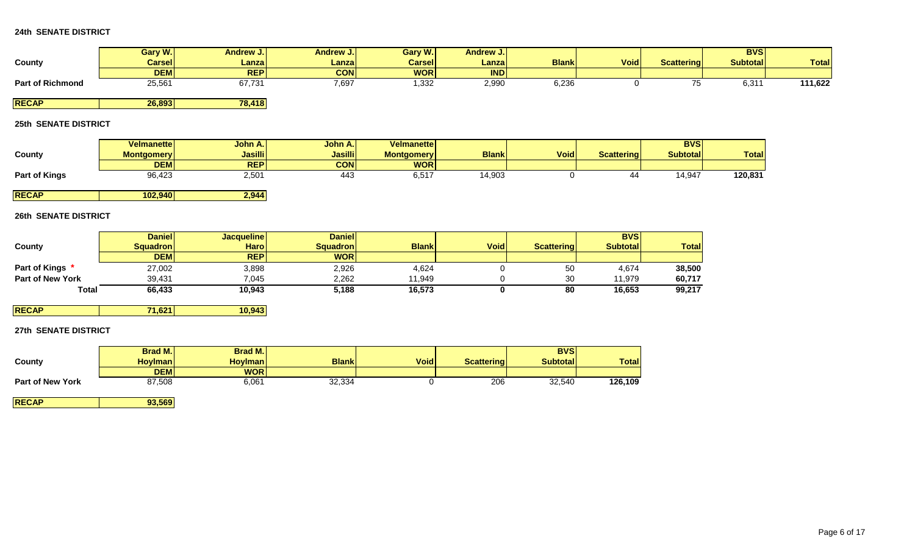**24th SENATE DISTRICT**

| County | Gary W. Carsel | Andrew J. Lanza | Andrew J. Lanza | Gary W. Carsel | Andrew J. Lanza | Blank | Void | Scattering | BVS Subtotal | Total |
|---|---|---|---|---|---|---|---|---|---|---|
| | DEM | REP | CON | WOR | IND | | | | | |
| **Part of Richmond** | 25,561 | 67,731 | 7,697 | 1,332 | 2,990 | 6,236 | 0 | 75 | 6,311 | **111,622** |
| **RECAP** | **26,893** | **78,418** | | | | | | | | |

**25th SENATE DISTRICT**

| County | Velmanette Montgomery | John A. Jasilli | John A. Jasilli | Velmanette Montgomery | Blank | Void | Scattering | BVS Subtotal | Total |
|---|---|---|---|---|---|---|---|---|---|
| | DEM | REP | CON | WOR | | | | | |
| **Part of Kings** | 96,423 | 2,501 | 443 | 6,517 | 14,903 | 0 | 44 | 14,947 | **120,831** |
| **RECAP** | **102,940** | **2,944** | | | | | | | |

**26th SENATE DISTRICT**

| County | Daniel Squadron | Jacqueline Haro | Daniel Squadron | Blank | Void | Scattering | BVS Subtotal | Total |
|---|---|---|---|---|---|---|---|---|
| | DEM | REP | WOR | | | | | |
| **Part of Kings *** | 27,002 | 3,898 | 2,926 | 4,624 | 0 | 50 | 4,674 | **38,500** |
| **Part of New York** | 39,431 | 7,045 | 2,262 | 11,949 | 0 | 30 | 11,979 | **60,717** |
| **Total** | **66,433** | **10,943** | **5,188** | **16,573** | **0** | **80** | **16,653** | **99,217** |
| **RECAP** | **71,621** | **10,943** | | | | | | |

**27th SENATE DISTRICT**

| County | Brad M. Hoylman | Brad M. Hoylman | Blank | Void | Scattering | BVS Subtotal | Total |
|---|---|---|---|---|---|---|---|
| | DEM | WOR | | | | | |
| **Part of New York** | 87,508 | 6,061 | 32,334 | 0 | 206 | 32,540 | **126,109** |
| **RECAP** | **93,569** | | | | | | |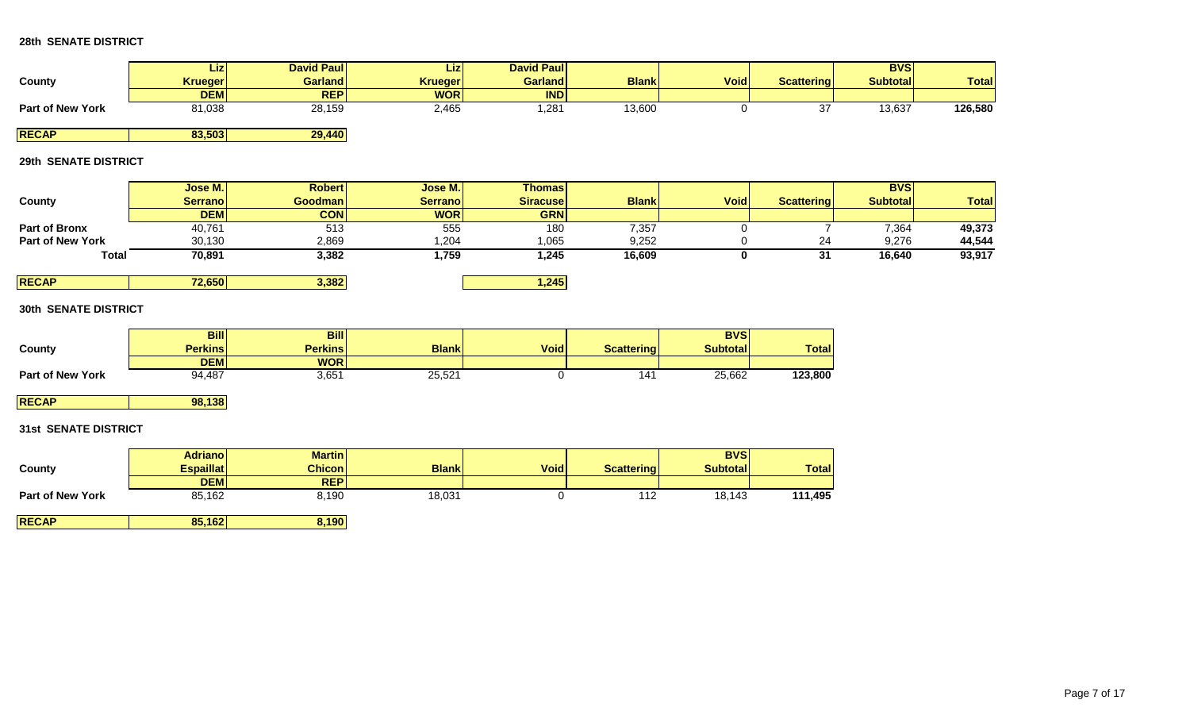### 28th SENATE DISTRICT

| County | Liz Krueger | David Paul Garland | Liz Krueger | David Paul Garland | Blank | Void | Scattering | BVS Subtotal | Total |
|---|---|---|---|---|---|---|---|---|---|
| | DEM | REP | WOR | IND | | | | | |
| **Part of New York** | 81,038 | 28,159 | 2,465 | 1,281 | 13,600 | 0 | 37 | 13,637 | **126,580** |
| **RECAP** | **83,503** | **29,440** | | | | | | | |

### 29th SENATE DISTRICT

| County | Jose M. Serrano | Robert Goodman | Jose M. Serrano | Thomas Siracuse | Blank | Void | Scattering | BVS Subtotal | Total |
|---|---|---|---|---|---|---|---|---|---|
| | DEM | CON | WOR | GRN | | | | | |
| **Part of Bronx** | 40,761 | 513 | 555 | 180 | 7,357 | 0 | 7 | 7,364 | **49,373** |
| **Part of New York** | 30,130 | 2,869 | 1,204 | 1,065 | 9,252 | 0 | 24 | 9,276 | **44,544** |
| **Total** | **70,891** | **3,382** | **1,759** | **1,245** | **16,609** | **0** | **31** | **16,640** | **93,917** |
| **RECAP** | **72,650** | **3,382** | | **1,245** | | | | | |

### 30th SENATE DISTRICT

| County | Bill Perkins | Bill Perkins | Blank | Void | Scattering | BVS Subtotal | Total |
|---|---|---|---|---|---|---|---|
| | DEM | WOR | | | | | |
| **Part of New York** | 94,487 | 3,651 | 25,521 | 0 | 141 | 25,662 | **123,800** |
| **RECAP** | **98,138** | | | | | | |

### 31st SENATE DISTRICT

| County | Adriano Espaillat | Martin Chicon | Blank | Void | Scattering | BVS Subtotal | Total |
|---|---|---|---|---|---|---|---|
| | DEM | REP | | | | | |
| **Part of New York** | 85,162 | 8,190 | 18,031 | 0 | 112 | 18,143 | **111,495** |
| **RECAP** | **85,162** | **8,190** | | | | | |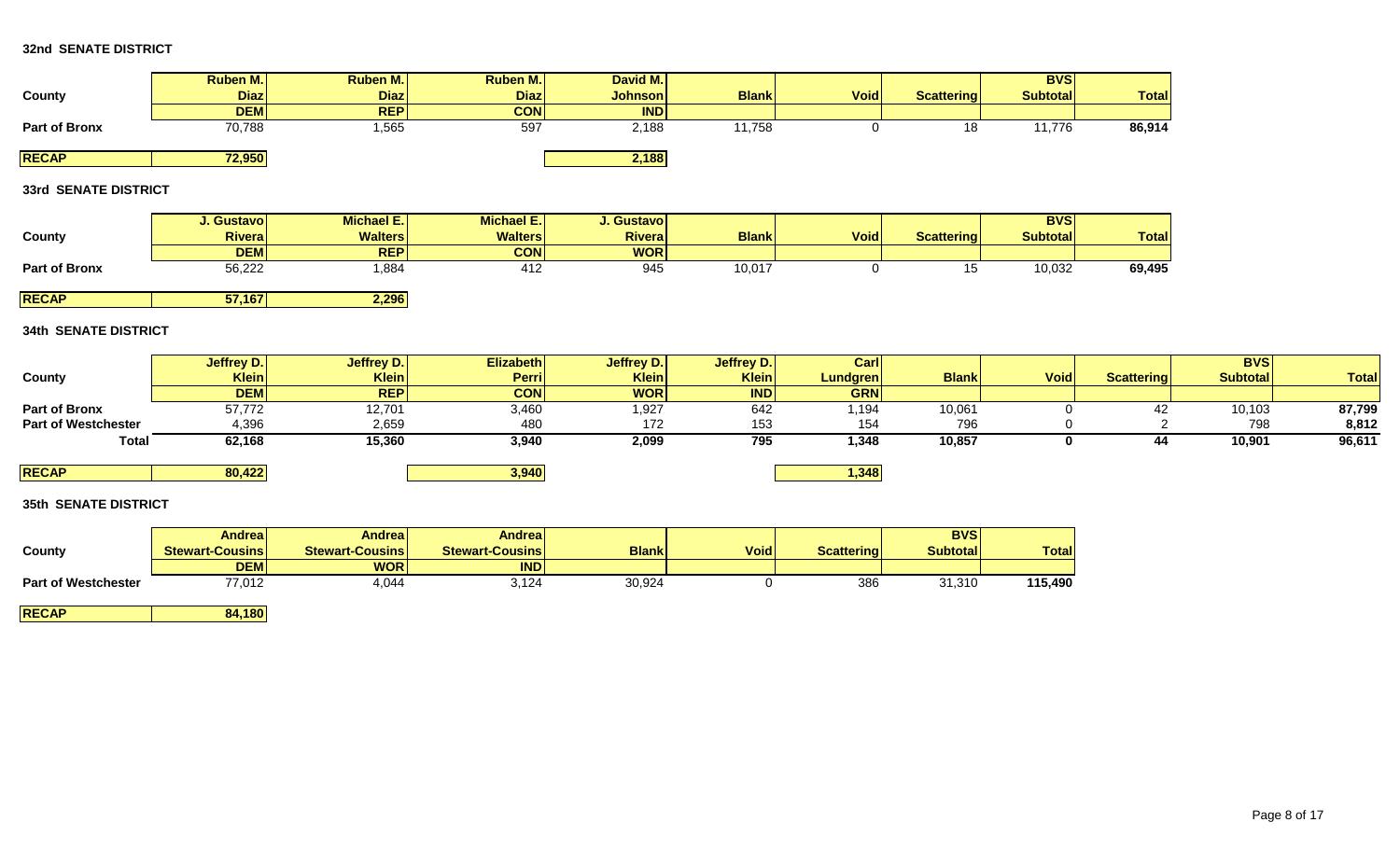### 32nd SENATE DISTRICT

| County | Ruben M. Diaz DEM | Ruben M. Diaz REP | Ruben M. Diaz CON | David M. Johnson IND | Blank | Void | Scattering | BVS Subtotal | Total |
|---|---|---|---|---|---|---|---|---|---|
| Part of Bronx | 70,788 | 1,565 | 597 | 2,188 | 11,758 | 0 | 18 | 11,776 | **86,914** |
| **RECAP** | **72,950** | | | **2,188** | | | | | |

### 33rd SENATE DISTRICT

| County | J. Gustavo Rivera DEM | Michael E. Walters REP | Michael E. Walters CON | J. Gustavo Rivera WOR | Blank | Void | Scattering | BVS Subtotal | Total |
|---|---|---|---|---|---|---|---|---|---|
| Part of Bronx | 56,222 | 1,884 | 412 | 945 | 10,017 | 0 | 15 | 10,032 | **69,495** |
| **RECAP** | **57,167** | **2,296** | | | | | | | |

### 34th SENATE DISTRICT

| County | Jeffrey D. Klein DEM | Jeffrey D. Klein REP | Elizabeth Perri CON | Jeffrey D. Klein WOR | Jeffrey D. Klein IND | Carl Lundgren GRN | Blank | Void | Scattering | BVS Subtotal | Total |
|---|---|---|---|---|---|---|---|---|---|---|---|
| Part of Bronx | 57,772 | 12,701 | 3,460 | 1,927 | 642 | 1,194 | 10,061 | 0 | 42 | 10,103 | **87,799** |
| Part of Westchester | 4,396 | 2,659 | 480 | 172 | 153 | 154 | 796 | 0 | 2 | 798 | **8,812** |
| **Total** | **62,168** | **15,360** | **3,940** | **2,099** | **795** | **1,348** | **10,857** | **0** | **44** | **10,901** | **96,611** |
| **RECAP** | **80,422** | | **3,940** | | | **1,348** | | | | | |

### 35th SENATE DISTRICT

| County | Andrea Stewart-Cousins DEM | Andrea Stewart-Cousins WOR | Andrea Stewart-Cousins IND | Blank | Void | Scattering | BVS Subtotal | Total |
|---|---|---|---|---|---|---|---|---|
| Part of Westchester | 77,012 | 4,044 | 3,124 | 30,924 | 0 | 386 | 31,310 | **115,490** |
| **RECAP** | **84,180** | | | | | | | |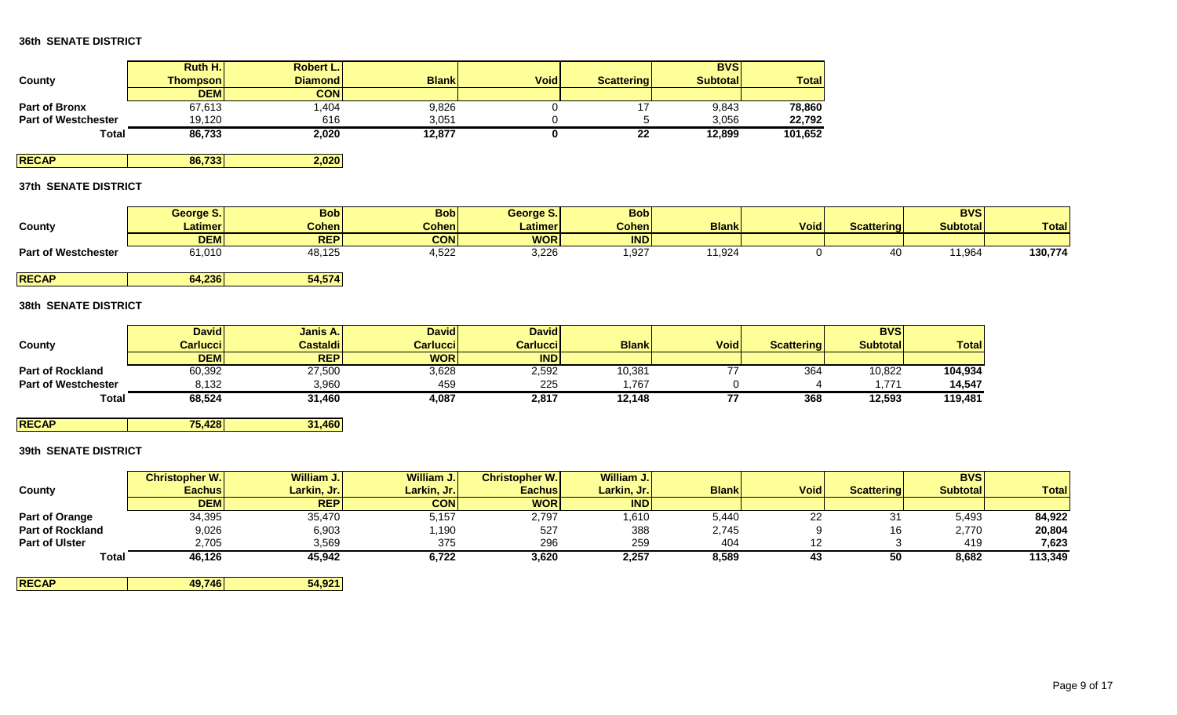**36th SENATE DISTRICT**

| County | Ruth H. Thompson | Robert L. Diamond | Blank | Void | Scattering | BVS Subtotal | Total |
|---|---|---|---|---|---|---|---|
| | DEM | CON | | | | | |
| **Part of Bronx** | 67,613 | 1,404 | 9,826 | 0 | 17 | 9,843 | **78,860** |
| **Part of Westchester** | 19,120 | 616 | 3,051 | 0 | 5 | 3,056 | **22,792** |
| **Total** | **86,733** | **2,020** | **12,877** | **0** | **22** | **12,899** | **101,652** |

| **RECAP** | **86,733** | **2,020** |
|---|---|---|

**37th SENATE DISTRICT**

| County | George S. Latimer | Bob Cohen | Bob Cohen | George S. Latimer | Bob Cohen | Blank | Void | Scattering | BVS Subtotal | Total |
|---|---|---|---|---|---|---|---|---|---|---|
| | DEM | REP | CON | WOR | IND | | | | | |
| **Part of Westchester** | 61,010 | 48,125 | 4,522 | 3,226 | 1,927 | 11,924 | 0 | 40 | 11,964 | **130,774** |

| **RECAP** | **64,236** | **54,574** |
|---|---|---|

**38th SENATE DISTRICT**

| County | David Carlucci | Janis A. Castaldi | David Carlucci | David Carlucci | Blank | Void | Scattering | BVS Subtotal | Total |
|---|---|---|---|---|---|---|---|---|---|
| | DEM | REP | WOR | IND | | | | | |
| **Part of Rockland** | 60,392 | 27,500 | 3,628 | 2,592 | 10,381 | 77 | 364 | 10,822 | **104,934** |
| **Part of Westchester** | 8,132 | 3,960 | 459 | 225 | 1,767 | 0 | 4 | 1,771 | **14,547** |
| **Total** | **68,524** | **31,460** | **4,087** | **2,817** | **12,148** | **77** | **368** | **12,593** | **119,481** |

| **RECAP** | **75,428** | **31,460** |
|---|---|---|

**39th SENATE DISTRICT**

| County | Christopher W. Eachus | William J. Larkin, Jr. | William J. Larkin, Jr. | Christopher W. Eachus | William J. Larkin, Jr. | Blank | Void | Scattering | BVS Subtotal | Total |
|---|---|---|---|---|---|---|---|---|---|---|
| | DEM | REP | CON | WOR | IND | | | | | |
| **Part of Orange** | 34,395 | 35,470 | 5,157 | 2,797 | 1,610 | 5,440 | 22 | 31 | 5,493 | **84,922** |
| **Part of Rockland** | 9,026 | 6,903 | 1,190 | 527 | 388 | 2,745 | 9 | 16 | 2,770 | **20,804** |
| **Part of Ulster** | 2,705 | 3,569 | 375 | 296 | 259 | 404 | 12 | 3 | 419 | **7,623** |
| **Total** | **46,126** | **45,942** | **6,722** | **3,620** | **2,257** | **8,589** | **43** | **50** | **8,682** | **113,349** |

| **RECAP** | **49,746** | **54,921** |
|---|---|---|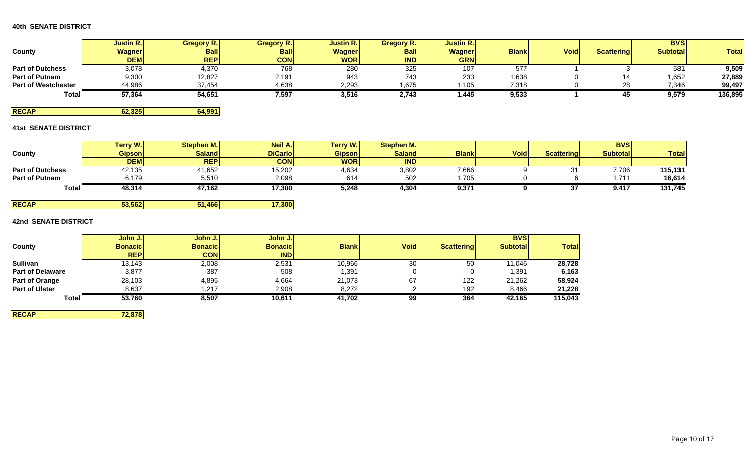### 40th SENATE DISTRICT

| County | Justin R. Wagner DEM | Gregory R. Ball REP | Gregory R. Ball CON | Justin R. Wagner WOR | Gregory R. Ball IND | Justin R. Wagner GRN | Blank | Void | Scattering | BVS Subtotal | Total |
|---|---|---|---|---|---|---|---|---|---|---|---|
| **Part of Dutchess** | 3,078 | 4,370 | 768 | 280 | 325 | 107 | 577 | 1 | 3 | 581 | **9,509** |
| **Part of Putnam** | 9,300 | 12,827 | 2,191 | 943 | 743 | 233 | 1,638 | 0 | 14 | 1,652 | **27,889** |
| **Part of Westchester** | 44,986 | 37,454 | 4,638 | 2,293 | 1,675 | 1,105 | 7,318 | 0 | 28 | 7,346 | **99,497** |
| **Total** | **57,364** | **54,651** | **7,597** | **3,516** | **2,743** | **1,445** | **9,533** | **1** | **45** | **9,579** | **136,895** |

| RECAP | 62,325 | 64,991 |
|---|---|---|

### 41st SENATE DISTRICT

| County | Terry W. Gipson DEM | Stephen M. Saland REP | Neil A. DiCarlo CON | Terry W. Gipson WOR | Stephen M. Saland IND | Blank | Void | Scattering | BVS Subtotal | Total |
|---|---|---|---|---|---|---|---|---|---|---|
| **Part of Dutchess** | 42,135 | 41,652 | 15,202 | 4,634 | 3,802 | 7,666 | 9 | 31 | 7,706 | **115,131** |
| **Part of Putnam** | 6,179 | 5,510 | 2,098 | 614 | 502 | 1,705 | 0 | 6 | 1,711 | **16,614** |
| **Total** | **48,314** | **47,162** | **17,300** | **5,248** | **4,304** | **9,371** | **9** | **37** | **9,417** | **131,745** |

| RECAP | 53,562 | 51,466 | 17,300 |
|---|---|---|---|

### 42nd SENATE DISTRICT

| County | John J. Bonacic REP | John J. Bonacic CON | John J. Bonacic IND | Blank | Void | Scattering | BVS Subtotal | Total |
|---|---|---|---|---|---|---|---|---|
| **Sullivan** | 13,143 | 2,008 | 2,531 | 10,966 | 30 | 50 | 11,046 | **28,728** |
| **Part of Delaware** | 3,877 | 387 | 508 | 1,391 | 0 | 0 | 1,391 | **6,163** |
| **Part of Orange** | 28,103 | 4,895 | 4,664 | 21,073 | 67 | 122 | 21,262 | **58,924** |
| **Part of Ulster** | 8,637 | 1,217 | 2,908 | 8,272 | 2 | 192 | 8,466 | **21,228** |
| **Total** | **53,760** | **8,507** | **10,611** | **41,702** | **99** | **364** | **42,165** | **115,043** |

| RECAP | 72,878 |
|---|---|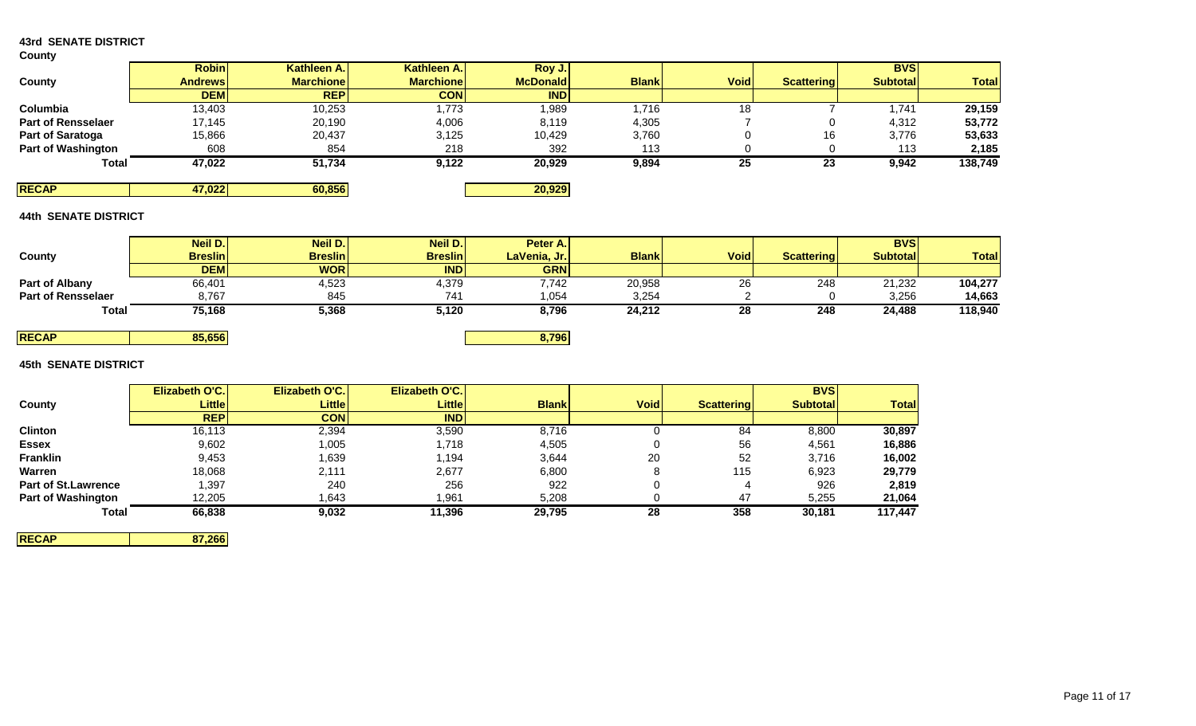## 43rd SENATE DISTRICT

County

| County | Robin Andrews DEM | Kathleen A. Marchione REP | Kathleen A. Marchione CON | Roy J. McDonald IND | Blank | Void | Scattering | BVS Subtotal | Total |
|---|---|---|---|---|---|---|---|---|---|
| Columbia | 13,403 | 10,253 | 1,773 | 1,989 | 1,716 | 18 | 7 | 1,741 | **29,159** |
| Part of Rensselaer | 17,145 | 20,190 | 4,006 | 8,119 | 4,305 | 7 | 0 | 4,312 | **53,772** |
| Part of Saratoga | 15,866 | 20,437 | 3,125 | 10,429 | 3,760 | 0 | 16 | 3,776 | **53,633** |
| Part of Washington | 608 | 854 | 218 | 392 | 113 | 0 | 0 | 113 | **2,185** |
| **Total** | **47,022** | **51,734** | **9,122** | **20,929** | **9,894** | **25** | **23** | **9,942** | **138,749** |
| **RECAP** | **47,022** | **60,856** | | **20,929** | | | | | |

## 44th SENATE DISTRICT

| County | Neil D. Breslin DEM | Neil D. Breslin WOR | Neil D. Breslin IND | Peter A. LaVenia, Jr. GRN | Blank | Void | Scattering | BVS Subtotal | Total |
|---|---|---|---|---|---|---|---|---|---|
| Part of Albany | 66,401 | 4,523 | 4,379 | 7,742 | 20,958 | 26 | 248 | 21,232 | **104,277** |
| Part of Rensselaer | 8,767 | 845 | 741 | 1,054 | 3,254 | 2 | 0 | 3,256 | **14,663** |
| **Total** | **75,168** | **5,368** | **5,120** | **8,796** | **24,212** | **28** | **248** | **24,488** | **118,940** |
| **RECAP** | **85,656** | | | **8,796** | | | | | |

## 45th SENATE DISTRICT

| County | Elizabeth O'C. Little REP | Elizabeth O'C. Little CON | Elizabeth O'C. Little IND | Blank | Void | Scattering | BVS Subtotal | Total |
|---|---|---|---|---|---|---|---|---|
| Clinton | 16,113 | 2,394 | 3,590 | 8,716 | 0 | 84 | 8,800 | **30,897** |
| Essex | 9,602 | 1,005 | 1,718 | 4,505 | 0 | 56 | 4,561 | **16,886** |
| Franklin | 9,453 | 1,639 | 1,194 | 3,644 | 20 | 52 | 3,716 | **16,002** |
| Warren | 18,068 | 2,111 | 2,677 | 6,800 | 8 | 115 | 6,923 | **29,779** |
| Part of St.Lawrence | 1,397 | 240 | 256 | 922 | 0 | 4 | 926 | **2,819** |
| Part of Washington | 12,205 | 1,643 | 1,961 | 5,208 | 0 | 47 | 5,255 | **21,064** |
| **Total** | **66,838** | **9,032** | **11,396** | **29,795** | **28** | **358** | **30,181** | **117,447** |
| **RECAP** | **87,266** | | | | | | | |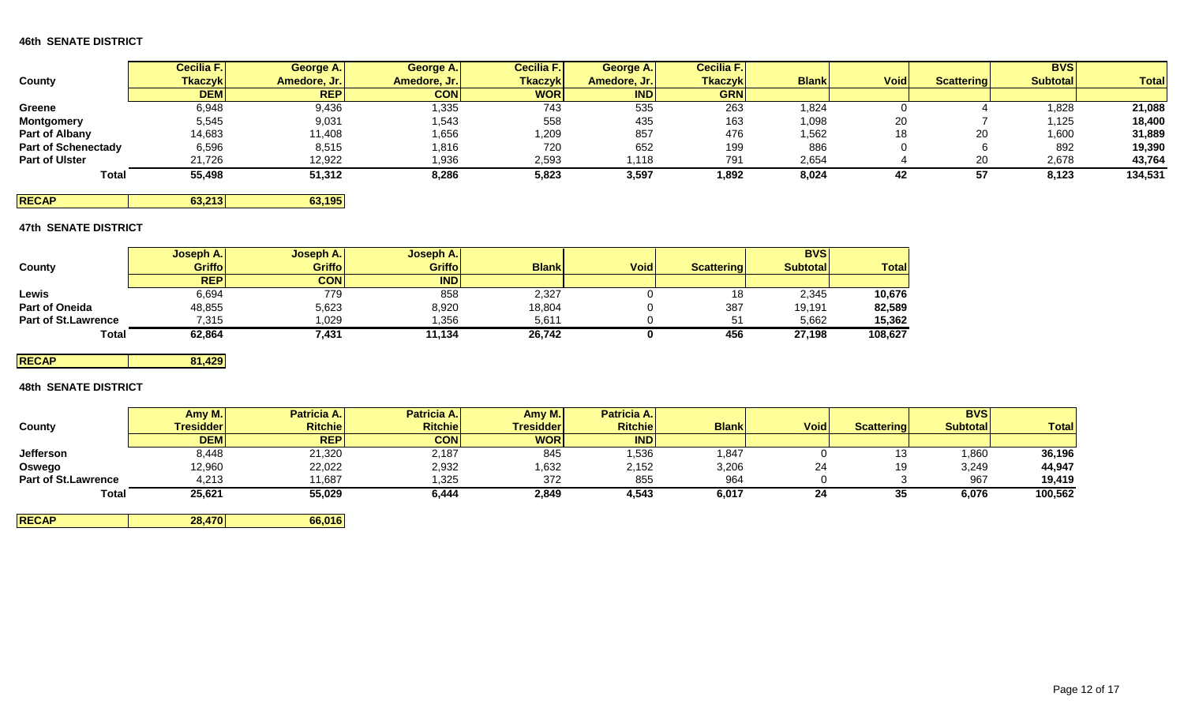**46th SENATE DISTRICT**

| County | Cecilia F. Tkaczyk | George A. Amedore, Jr. | George A. Amedore, Jr. | Cecilia F. Tkaczyk | George A. Amedore, Jr. | Cecilia F. Tkaczyk | Blank | Void | Scattering | BVS Subtotal | Total |
|---|---|---|---|---|---|---|---|---|---|---|---|
| | DEM | REP | CON | WOR | IND | GRN | | | | | |
| Greene | 6,948 | 9,436 | 1,335 | 743 | 535 | 263 | 1,824 | 0 | 4 | 1,828 | **21,088** |
| Montgomery | 5,545 | 9,031 | 1,543 | 558 | 435 | 163 | 1,098 | 20 | 7 | 1,125 | **18,400** |
| Part of Albany | 14,683 | 11,408 | 1,656 | 1,209 | 857 | 476 | 1,562 | 18 | 20 | 1,600 | **31,889** |
| Part of Schenectady | 6,596 | 8,515 | 1,816 | 720 | 652 | 199 | 886 | 0 | 6 | 892 | **19,390** |
| Part of Ulster | 21,726 | 12,922 | 1,936 | 2,593 | 1,118 | 791 | 2,654 | 4 | 20 | 2,678 | **43,764** |
| **Total** | **55,498** | **51,312** | **8,286** | **5,823** | **3,597** | **1,892** | **8,024** | **42** | **57** | **8,123** | **134,531** |
| **RECAP** | **63,213** | **63,195** | | | | | | | | | |

**47th SENATE DISTRICT**

| County | Joseph A. Griffo | Joseph A. Griffo | Joseph A. Griffo | Blank | Void | Scattering | BVS Subtotal | Total |
|---|---|---|---|---|---|---|---|---|
| | REP | CON | IND | | | | | |
| Lewis | 6,694 | 779 | 858 | 2,327 | 0 | 18 | 2,345 | **10,676** |
| Part of Oneida | 48,855 | 5,623 | 8,920 | 18,804 | 0 | 387 | 19,191 | **82,589** |
| Part of St.Lawrence | 7,315 | 1,029 | 1,356 | 5,611 | 0 | 51 | 5,662 | **15,362** |
| **Total** | **62,864** | **7,431** | **11,134** | **26,742** | **0** | **456** | **27,198** | **108,627** |
| **RECAP** | **81,429** | | | | | | | |

**48th SENATE DISTRICT**

| County | Amy M. Tresidder | Patricia A. Ritchie | Patricia A. Ritchie | Amy M. Tresidder | Patricia A. Ritchie | Blank | Void | Scattering | BVS Subtotal | Total |
|---|---|---|---|---|---|---|---|---|---|---|
| | DEM | REP | CON | WOR | IND | | | | | |
| Jefferson | 8,448 | 21,320 | 2,187 | 845 | 1,536 | 1,847 | 0 | 13 | 1,860 | **36,196** |
| Oswego | 12,960 | 22,022 | 2,932 | 1,632 | 2,152 | 3,206 | 24 | 19 | 3,249 | **44,947** |
| Part of St.Lawrence | 4,213 | 11,687 | 1,325 | 372 | 855 | 964 | 0 | 3 | 967 | **19,419** |
| **Total** | **25,621** | **55,029** | **6,444** | **2,849** | **4,543** | **6,017** | **24** | **35** | **6,076** | **100,562** |
| **RECAP** | **28,470** | **66,016** | | | | | | | | |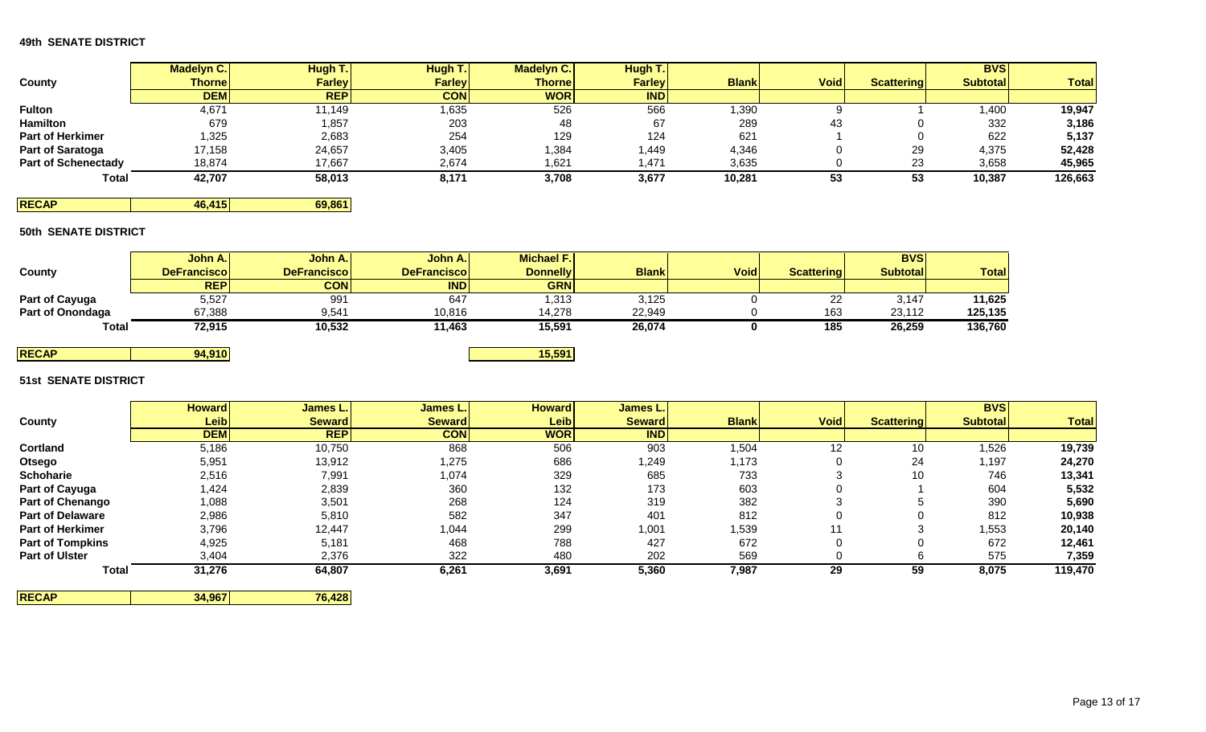#### 49th SENATE DISTRICT

| County | Madelyn C. Thorne | Hugh T. Farley | Hugh T. Farley | Madelyn C. Thorne | Hugh T. Farley | Blank | Void | Scattering | BVS Subtotal | Total |
|---|---|---|---|---|---|---|---|---|---|---|
| | DEM | REP | CON | WOR | IND | | | | | |
| **Fulton** | 4,671 | 11,149 | 1,635 | 526 | 566 | 1,390 | 9 | 1 | 1,400 | **19,947** |
| **Hamilton** | 679 | 1,857 | 203 | 48 | 67 | 289 | 43 | 0 | 332 | **3,186** |
| **Part of Herkimer** | 1,325 | 2,683 | 254 | 129 | 124 | 621 | 1 | 0 | 622 | **5,137** |
| **Part of Saratoga** | 17,158 | 24,657 | 3,405 | 1,384 | 1,449 | 4,346 | 0 | 29 | 4,375 | **52,428** |
| **Part of Schenectady** | 18,874 | 17,667 | 2,674 | 1,621 | 1,471 | 3,635 | 0 | 23 | 3,658 | **45,965** |
| **Total** | **42,707** | **58,013** | **8,171** | **3,708** | **3,677** | **10,281** | **53** | **53** | **10,387** | **126,663** |
| **RECAP** | **46,415** | **69,861** | | | | | | | | |

#### 50th SENATE DISTRICT

| County | John A. DeFrancisco | John A. DeFrancisco | John A. DeFrancisco | Michael F. Donnelly | Blank | Void | Scattering | BVS Subtotal | Total |
|---|---|---|---|---|---|---|---|---|---|
| | REP | CON | IND | GRN | | | | | |
| **Part of Cayuga** | 5,527 | 991 | 647 | 1,313 | 3,125 | 0 | 22 | 3,147 | **11,625** |
| **Part of Onondaga** | 67,388 | 9,541 | 10,816 | 14,278 | 22,949 | 0 | 163 | 23,112 | **125,135** |
| **Total** | **72,915** | **10,532** | **11,463** | **15,591** | **26,074** | **0** | **185** | **26,259** | **136,760** |
| **RECAP** | **94,910** | | | **15,591** | | | | | |

#### 51st SENATE DISTRICT

| County | Howard Leib | James L. Seward | James L. Seward | Howard Leib | James L. Seward | Blank | Void | Scattering | BVS Subtotal | Total |
|---|---|---|---|---|---|---|---|---|---|---|
| | DEM | REP | CON | WOR | IND | | | | | |
| **Cortland** | 5,186 | 10,750 | 868 | 506 | 903 | 1,504 | 12 | 10 | 1,526 | **19,739** |
| **Otsego** | 5,951 | 13,912 | 1,275 | 686 | 1,249 | 1,173 | 0 | 24 | 1,197 | **24,270** |
| **Schoharie** | 2,516 | 7,991 | 1,074 | 329 | 685 | 733 | 3 | 10 | 746 | **13,341** |
| **Part of Cayuga** | 1,424 | 2,839 | 360 | 132 | 173 | 603 | 0 | 1 | 604 | **5,532** |
| **Part of Chenango** | 1,088 | 3,501 | 268 | 124 | 319 | 382 | 3 | 5 | 390 | **5,690** |
| **Part of Delaware** | 2,986 | 5,810 | 582 | 347 | 401 | 812 | 0 | 0 | 812 | **10,938** |
| **Part of Herkimer** | 3,796 | 12,447 | 1,044 | 299 | 1,001 | 1,539 | 11 | 3 | 1,553 | **20,140** |
| **Part of Tompkins** | 4,925 | 5,181 | 468 | 788 | 427 | 672 | 0 | 0 | 672 | **12,461** |
| **Part of Ulster** | 3,404 | 2,376 | 322 | 480 | 202 | 569 | 0 | 6 | 575 | **7,359** |
| **Total** | **31,276** | **64,807** | **6,261** | **3,691** | **5,360** | **7,987** | **29** | **59** | **8,075** | **119,470** |
| **RECAP** | **34,967** | **76,428** | | | | | | | | |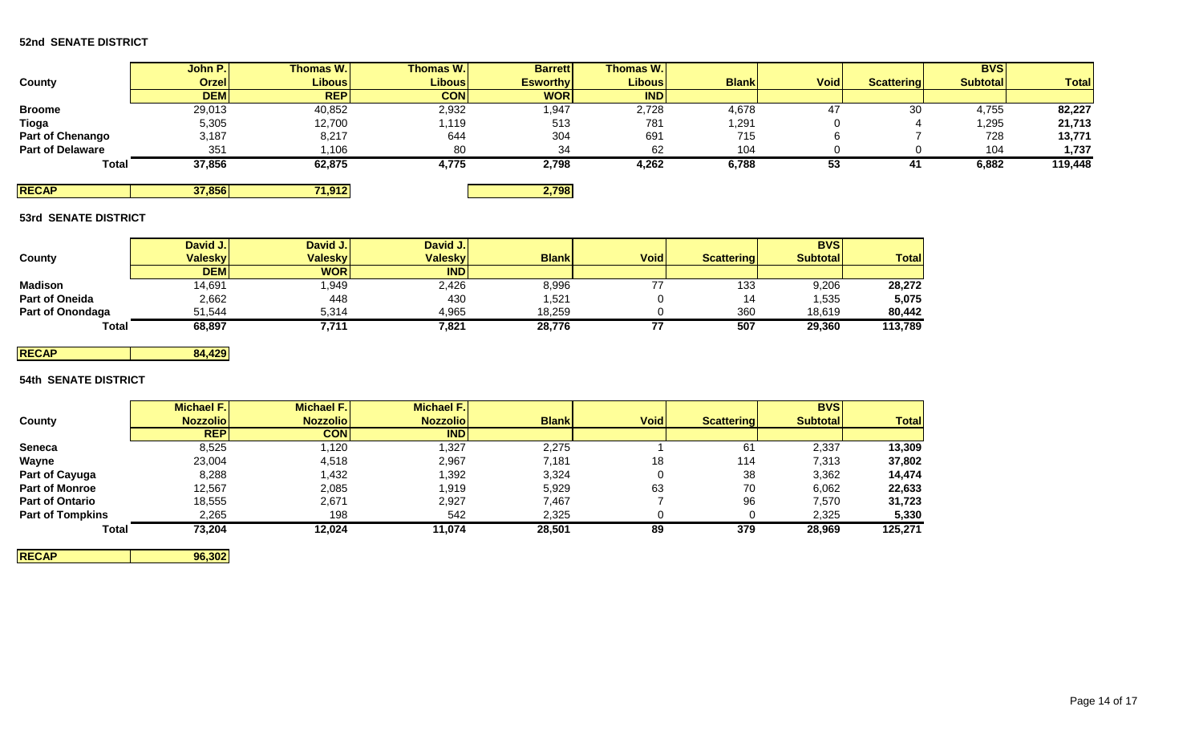**52nd SENATE DISTRICT**

| County | John P. Orzel DEM | Thomas W. Libous REP | Thomas W. Libous CON | Barrett Esworthy WOR | Thomas W. Libous IND | Blank | Void | Scattering | BVS Subtotal | Total |
|---|---|---|---|---|---|---|---|---|---|---|
| **Broome** | 29,013 | 40,852 | 2,932 | 1,947 | 2,728 | 4,678 | 47 | 30 | 4,755 | **82,227** |
| **Tioga** | 5,305 | 12,700 | 1,119 | 513 | 781 | 1,291 | 0 | 4 | 1,295 | **21,713** |
| **Part of Chenango** | 3,187 | 8,217 | 644 | 304 | 691 | 715 | 6 | 7 | 728 | **13,771** |
| **Part of Delaware** | 351 | 1,106 | 80 | 34 | 62 | 104 | 0 | 0 | 104 | **1,737** |
| **Total** | **37,856** | **62,875** | **4,775** | **2,798** | **4,262** | **6,788** | **53** | **41** | **6,882** | **119,448** |
| **RECAP** | **37,856** | **71,912** | | **2,798** | | | | | | |

**53rd SENATE DISTRICT**

| County | David J. Valesky DEM | David J. Valesky WOR | David J. Valesky IND | Blank | Void | Scattering | BVS Subtotal | Total |
|---|---|---|---|---|---|---|---|---|
| **Madison** | 14,691 | 1,949 | 2,426 | 8,996 | 77 | 133 | 9,206 | **28,272** |
| **Part of Oneida** | 2,662 | 448 | 430 | 1,521 | 0 | 14 | 1,535 | **5,075** |
| **Part of Onondaga** | 51,544 | 5,314 | 4,965 | 18,259 | 0 | 360 | 18,619 | **80,442** |
| **Total** | **68,897** | **7,711** | **7,821** | **28,776** | **77** | **507** | **29,360** | **113,789** |
| **RECAP** | **84,429** | | | | | | | |

**54th SENATE DISTRICT**

| County | Michael F. Nozzolio REP | Michael F. Nozzolio CON | Michael F. Nozzolio IND | Blank | Void | Scattering | BVS Subtotal | Total |
|---|---|---|---|---|---|---|---|---|
| **Seneca** | 8,525 | 1,120 | 1,327 | 2,275 | 1 | 61 | 2,337 | **13,309** |
| **Wayne** | 23,004 | 4,518 | 2,967 | 7,181 | 18 | 114 | 7,313 | **37,802** |
| **Part of Cayuga** | 8,288 | 1,432 | 1,392 | 3,324 | 0 | 38 | 3,362 | **14,474** |
| **Part of Monroe** | 12,567 | 2,085 | 1,919 | 5,929 | 63 | 70 | 6,062 | **22,633** |
| **Part of Ontario** | 18,555 | 2,671 | 2,927 | 7,467 | 7 | 96 | 7,570 | **31,723** |
| **Part of Tompkins** | 2,265 | 198 | 542 | 2,325 | 0 | 0 | 2,325 | **5,330** |
| **Total** | **73,204** | **12,024** | **11,074** | **28,501** | **89** | **379** | **28,969** | **125,271** |
| **RECAP** | **96,302** | | | | | | | |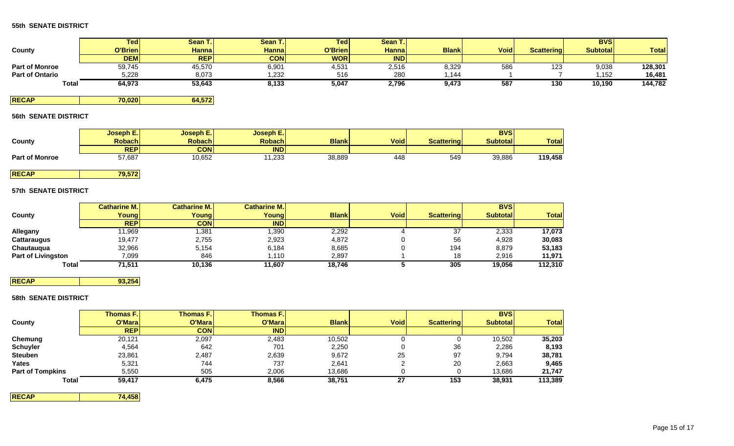### 55th SENATE DISTRICT

| County | Ted O'Brien | Sean T. Hanna | Sean T. Hanna | Ted O'Brien | Sean T. Hanna | Blank | Void | Scattering | BVS Subtotal | Total |
|---|---|---|---|---|---|---|---|---|---|---|
| | DEM | REP | CON | WOR | IND | | | | | |
| **Part of Monroe** | 59,745 | 45,570 | 6,901 | 4,531 | 2,516 | 8,329 | 586 | 123 | 9,038 | **128,301** |
| **Part of Ontario** | 5,228 | 8,073 | 1,232 | 516 | 280 | 1,144 | 1 | 7 | 1,152 | **16,481** |
| **Total** | **64,973** | **53,643** | **8,133** | **5,047** | **2,796** | **9,473** | **587** | **130** | **10,190** | **144,782** |

| RECAP | 70,020 | 64,572 |
|---|---|---|

### 56th SENATE DISTRICT

| County | Joseph E. Robach | Joseph E. Robach | Joseph E. Robach | Blank | Void | Scattering | BVS Subtotal | Total |
|---|---|---|---|---|---|---|---|---|
| | REP | CON | IND | | | | | |
| **Part of Monroe** | 57,687 | 10,652 | 11,233 | 38,889 | 448 | 549 | 39,886 | **119,458** |

| RECAP | 79,572 |
|---|---|

### 57th SENATE DISTRICT

| County | Catharine M. Young | Catharine M. Young | Catharine M. Young | Blank | Void | Scattering | BVS Subtotal | Total |
|---|---|---|---|---|---|---|---|---|
| | REP | CON | IND | | | | | |
| **Allegany** | 11,969 | 1,381 | 1,390 | 2,292 | 4 | 37 | 2,333 | **17,073** |
| **Cattaraugus** | 19,477 | 2,755 | 2,923 | 4,872 | 0 | 56 | 4,928 | **30,083** |
| **Chautauqua** | 32,966 | 5,154 | 6,184 | 8,685 | 0 | 194 | 8,879 | **53,183** |
| **Part of Livingston** | 7,099 | 846 | 1,110 | 2,897 | 1 | 18 | 2,916 | **11,971** |
| **Total** | **71,511** | **10,136** | **11,607** | **18,746** | **5** | **305** | **19,056** | **112,310** |

| RECAP | 93,254 |
|---|---|

### 58th SENATE DISTRICT

| County | Thomas F. O'Mara | Thomas F. O'Mara | Thomas F. O'Mara | Blank | Void | Scattering | BVS Subtotal | Total |
|---|---|---|---|---|---|---|---|---|
| | REP | CON | IND | | | | | |
| **Chemung** | 20,121 | 2,097 | 2,483 | 10,502 | 0 | 0 | 10,502 | **35,203** |
| **Schuyler** | 4,564 | 642 | 701 | 2,250 | 0 | 36 | 2,286 | **8,193** |
| **Steuben** | 23,861 | 2,487 | 2,639 | 9,672 | 25 | 97 | 9,794 | **38,781** |
| **Yates** | 5,321 | 744 | 737 | 2,641 | 2 | 20 | 2,663 | **9,465** |
| **Part of Tompkins** | 5,550 | 505 | 2,006 | 13,686 | 0 | 0 | 13,686 | **21,747** |
| **Total** | **59,417** | **6,475** | **8,566** | **38,751** | **27** | **153** | **38,931** | **113,389** |

| RECAP | 74,458 |
|---|---|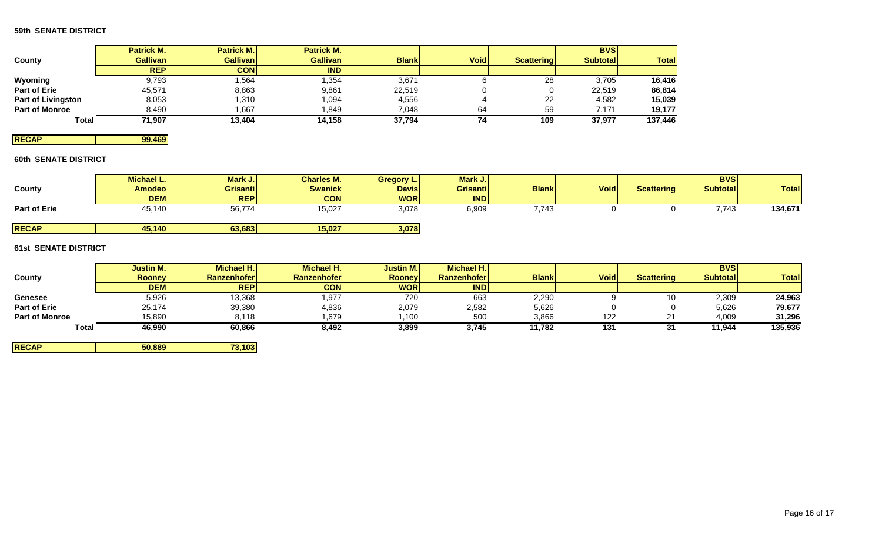### 59th SENATE DISTRICT

| County | Patrick M. Gallivan REP | Patrick M. Gallivan CON | Patrick M. Gallivan IND | Blank | Void | Scattering | BVS Subtotal | Total |
|---|---|---|---|---|---|---|---|---|
| Wyoming | 9,793 | 1,564 | 1,354 | 3,671 | 6 | 28 | 3,705 | **16,416** |
| Part of Erie | 45,571 | 8,863 | 9,861 | 22,519 | 0 | 0 | 22,519 | **86,814** |
| Part of Livingston | 8,053 | 1,310 | 1,094 | 4,556 | 4 | 22 | 4,582 | **15,039** |
| Part of Monroe | 8,490 | 1,667 | 1,849 | 7,048 | 64 | 59 | 7,171 | **19,177** |
| **Total** | **71,907** | **13,404** | **14,158** | **37,794** | **74** | **109** | **37,977** | **137,446** |

| RECAP | 99,469 |
|---|---|

### 60th SENATE DISTRICT

| County | Michael L. Amodeo DEM | Mark J. Grisanti REP | Charles M. Swanick CON | Gregory L. Davis WOR | Mark J. Grisanti IND | Blank | Void | Scattering | BVS Subtotal | Total |
|---|---|---|---|---|---|---|---|---|---|---|
| Part of Erie | 45,140 | 56,774 | 15,027 | 3,078 | 6,909 | 7,743 | 0 | 0 | 7,743 | **134,671** |

| RECAP | 45,140 | 63,683 | 15,027 | 3,078 |
|---|---|---|---|---|

### 61st SENATE DISTRICT

| County | Justin M. Rooney DEM | Michael H. Ranzenhofer REP | Michael H. Ranzenhofer CON | Justin M. Rooney WOR | Michael H. Ranzenhofer IND | Blank | Void | Scattering | BVS Subtotal | Total |
|---|---|---|---|---|---|---|---|---|---|---|
| Genesee | 5,926 | 13,368 | 1,977 | 720 | 663 | 2,290 | 9 | 10 | 2,309 | **24,963** |
| Part of Erie | 25,174 | 39,380 | 4,836 | 2,079 | 2,582 | 5,626 | 0 | 0 | 5,626 | **79,677** |
| Part of Monroe | 15,890 | 8,118 | 1,679 | 1,100 | 500 | 3,866 | 122 | 21 | 4,009 | **31,296** |
| **Total** | **46,990** | **60,866** | **8,492** | **3,899** | **3,745** | **11,782** | **131** | **31** | **11,944** | **135,936** |

| RECAP | 50,889 | 73,103 |
|---|---|---|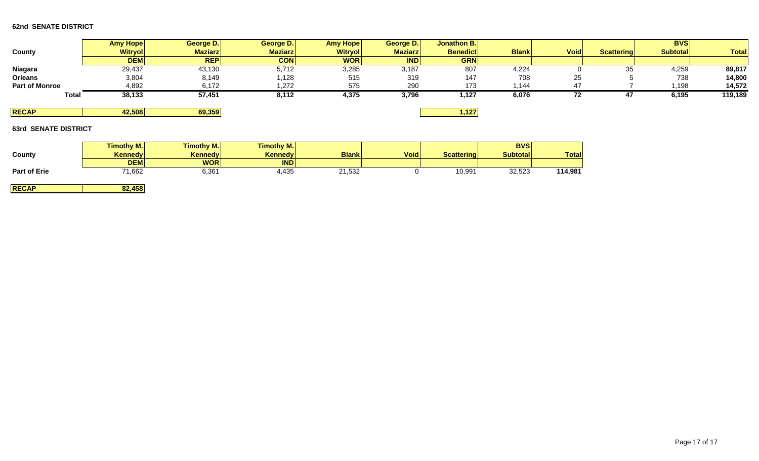**62nd SENATE DISTRICT**

| County | Amy Hope Witryol DEM | George D. Maziarz REP | George D. Maziarz CON | Amy Hope Witryol WOR | George D. Maziarz IND | Jonathon B. Benedict GRN | Blank | Void | Scattering | BVS Subtotal | Total |
|---|---|---|---|---|---|---|---|---|---|---|---|
| **Niagara** | 29,437 | 43,130 | 5,712 | 3,285 | 3,187 | 807 | 4,224 | 0 | 35 | 4,259 | **89,817** |
| **Orleans** | 3,804 | 8,149 | 1,128 | 515 | 319 | 147 | 708 | 25 | 5 | 738 | **14,800** |
| **Part of Monroe** | 4,892 | 6,172 | 1,272 | 575 | 290 | 173 | 1,144 | 47 | 7 | 1,198 | **14,572** |
| **Total** | **38,133** | **57,451** | **8,112** | **4,375** | **3,796** | **1,127** | **6,076** | **72** | **47** | **6,195** | **119,189** |
| **RECAP** | **42,508** | **69,359** | | | | **1,127** | | | | | |

**63rd SENATE DISTRICT**

| County | Timothy M. Kennedy DEM | Timothy M. Kennedy WOR | Timothy M. Kennedy IND | Blank | Void | Scattering | BVS Subtotal | Total |
|---|---|---|---|---|---|---|---|---|
| **Part of Erie** | 71,662 | 6,361 | 4,435 | 21,532 | 0 | 10,991 | 32,523 | **114,981** |
| **RECAP** | **82,458** | | | | | | | |